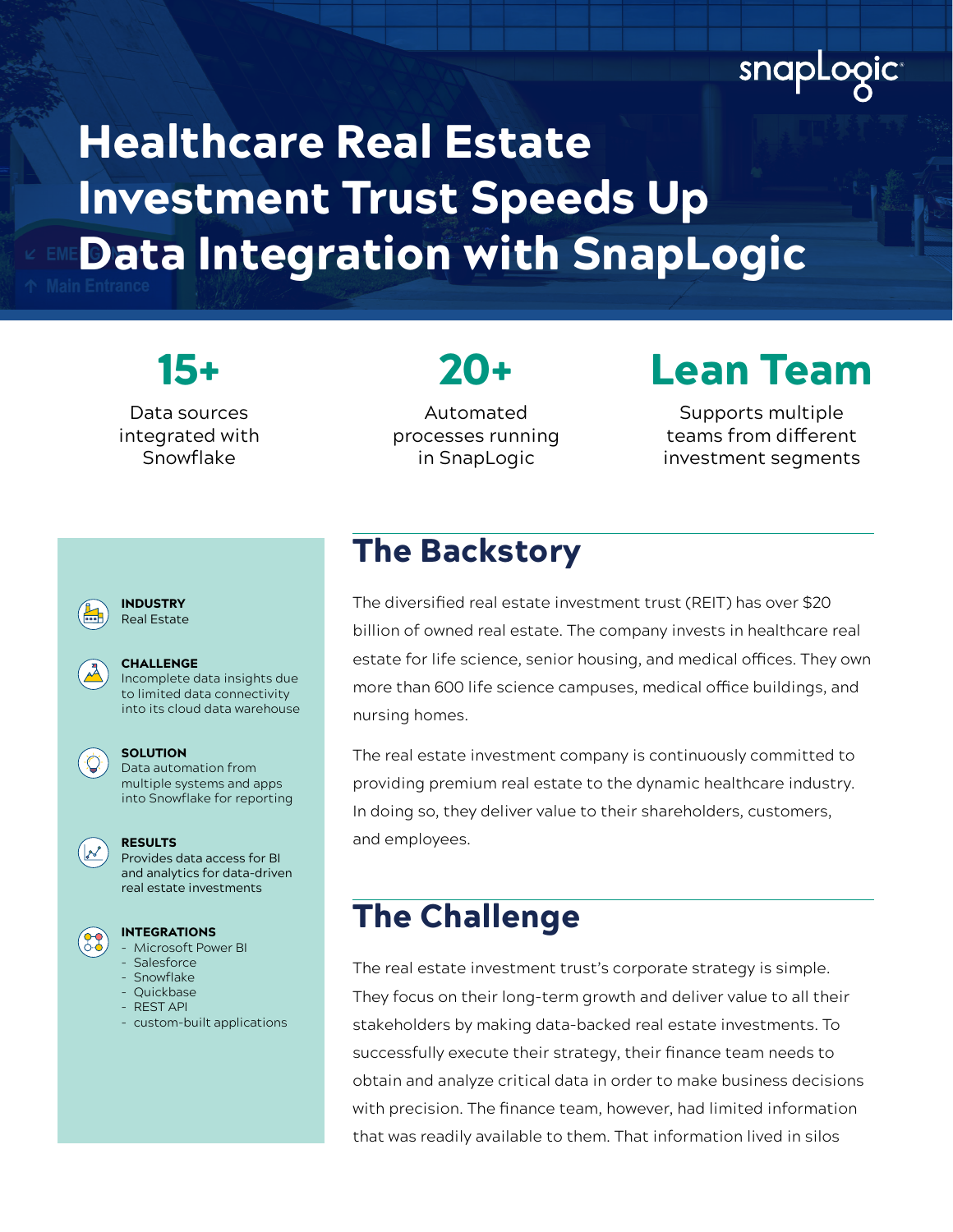# Healthcare Real Estate Investment Trust Speeds Up Data Integration with SnapLogic

**15+**
Data sources integrated with Snowflake

**20+**
Automated processes running in SnapLogic

**Lean Team**
Supports multiple teams from different investment segments

**INDUSTRY**
Real Estate

**CHALLENGE**
Incomplete data insights due to limited data connectivity into its cloud data warehouse

**SOLUTION**
Data automation from multiple systems and apps into Snowflake for reporting

**RESULTS**
Provides data access for BI and analytics for data-driven real estate investments

**INTEGRATIONS**
- Microsoft Power BI
- Salesforce
- Snowflake
- Quickbase
- REST API
- custom-built applications

## The Backstory

The diversified real estate investment trust (REIT) has over $20 billion of owned real estate. The company invests in healthcare real estate for life science, senior housing, and medical offices. They own more than 600 life science campuses, medical office buildings, and nursing homes.

The real estate investment company is continuously committed to providing premium real estate to the dynamic healthcare industry. In doing so, they deliver value to their shareholders, customers, and employees.

## The Challenge

The real estate investment trust's corporate strategy is simple. They focus on their long-term growth and deliver value to all their stakeholders by making data-backed real estate investments. To successfully execute their strategy, their finance team needs to obtain and analyze critical data in order to make business decisions with precision. The finance team, however, had limited information that was readily available to them. That information lived in silos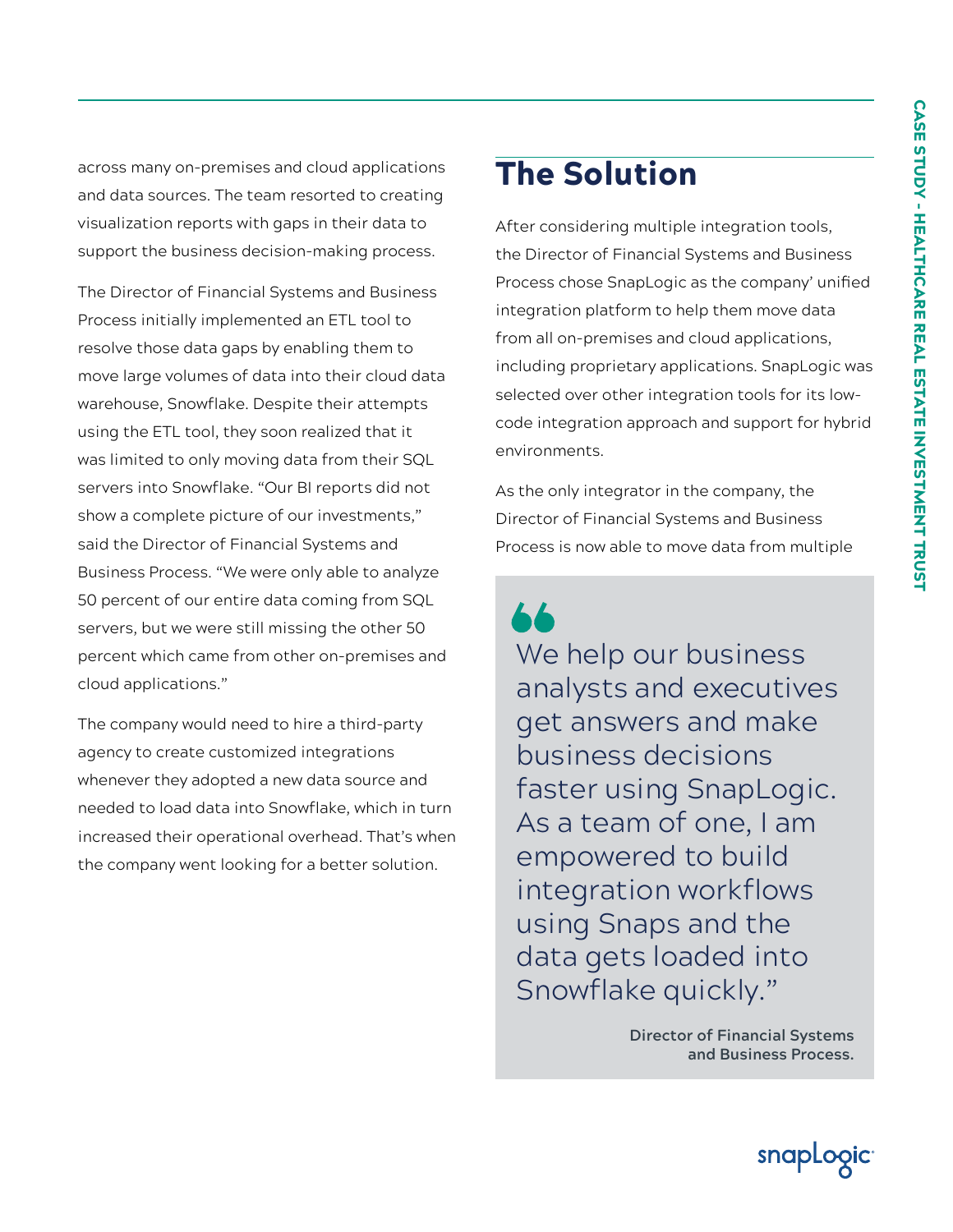across many on-premises and cloud applications and data sources. The team resorted to creating visualization reports with gaps in their data to support the business decision-making process.

The Director of Financial Systems and Business Process initially implemented an ETL tool to resolve those data gaps by enabling them to move large volumes of data into their cloud data warehouse, Snowflake. Despite their attempts using the ETL tool, they soon realized that it was limited to only moving data from their SQL servers into Snowflake. "Our BI reports did not show a complete picture of our investments," said the Director of Financial Systems and Business Process. "We were only able to analyze 50 percent of our entire data coming from SQL servers, but we were still missing the other 50 percent which came from other on-premises and cloud applications."

The company would need to hire a third-party agency to create customized integrations whenever they adopted a new data source and needed to load data into Snowflake, which in turn increased their operational overhead. That's when the company went looking for a better solution.

## The Solution

After considering multiple integration tools, the Director of Financial Systems and Business Process chose SnapLogic as the company' unified integration platform to help them move data from all on-premises and cloud applications, including proprietary applications. SnapLogic was selected over other integration tools for its low-code integration approach and support for hybrid environments.

As the only integrator in the company, the Director of Financial Systems and Business Process is now able to move data from multiple

> We help our business analysts and executives get answers and make business decisions faster using SnapLogic. As a team of one, I am empowered to build integration workflows using Snaps and the data gets loaded into Snowflake quickly."
>
> **Director of Financial Systems and Business Process.**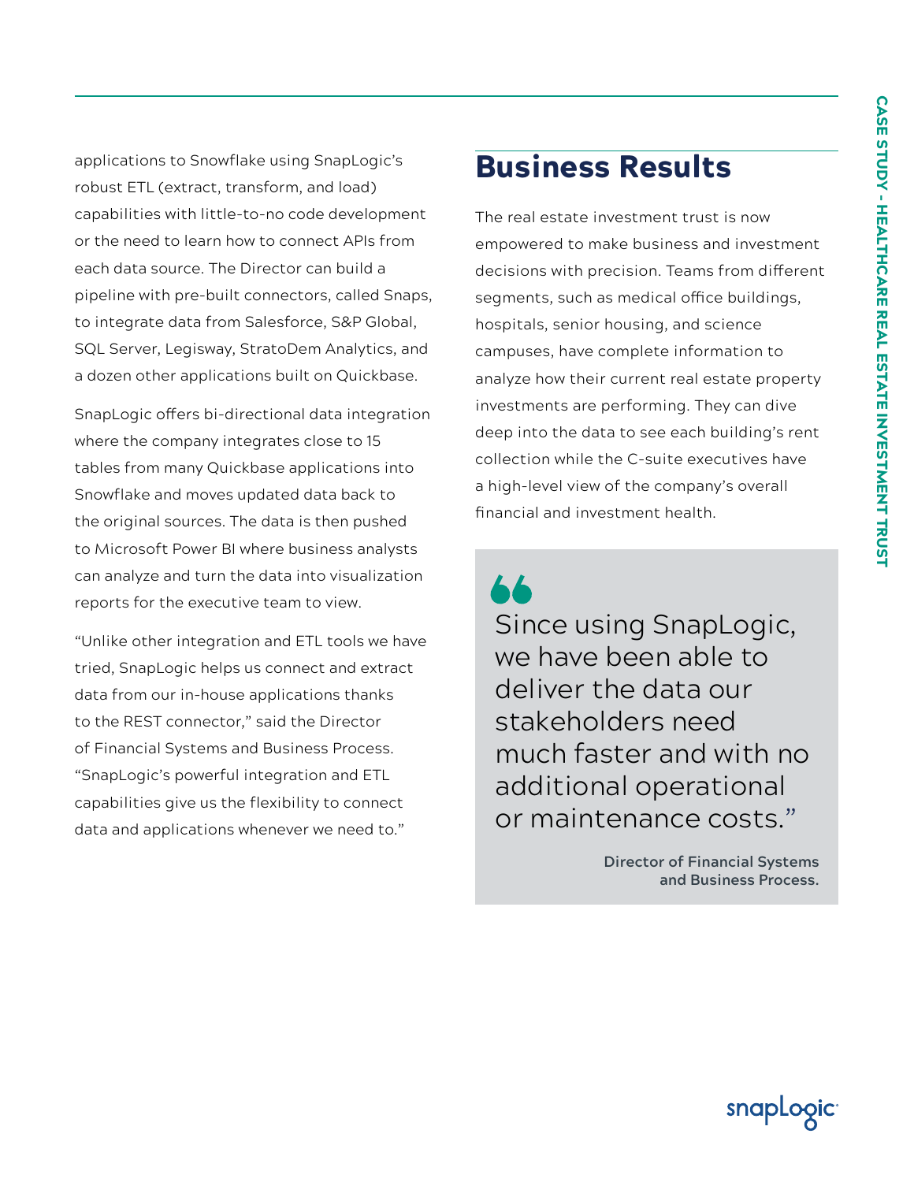applications to Snowflake using SnapLogic's robust ETL (extract, transform, and load) capabilities with little-to-no code development or the need to learn how to connect APIs from each data source. The Director can build a pipeline with pre-built connectors, called Snaps, to integrate data from Salesforce, S&P Global, SQL Server, Legisway, StratoDem Analytics, and a dozen other applications built on Quickbase.

SnapLogic offers bi-directional data integration where the company integrates close to 15 tables from many Quickbase applications into Snowflake and moves updated data back to the original sources. The data is then pushed to Microsoft Power BI where business analysts can analyze and turn the data into visualization reports for the executive team to view.

"Unlike other integration and ETL tools we have tried, SnapLogic helps us connect and extract data from our in-house applications thanks to the REST connector," said the Director of Financial Systems and Business Process. "SnapLogic's powerful integration and ETL capabilities give us the flexibility to connect data and applications whenever we need to."

## Business Results

The real estate investment trust is now empowered to make business and investment decisions with precision. Teams from different segments, such as medical office buildings, hospitals, senior housing, and science campuses, have complete information to analyze how their current real estate property investments are performing. They can dive deep into the data to see each building's rent collection while the C-suite executives have a high-level view of the company's overall financial and investment health.

> "Since using SnapLogic, we have been able to deliver the data our stakeholders need much faster and with no additional operational or maintenance costs."
>
> **Director of Financial Systems and Business Process.**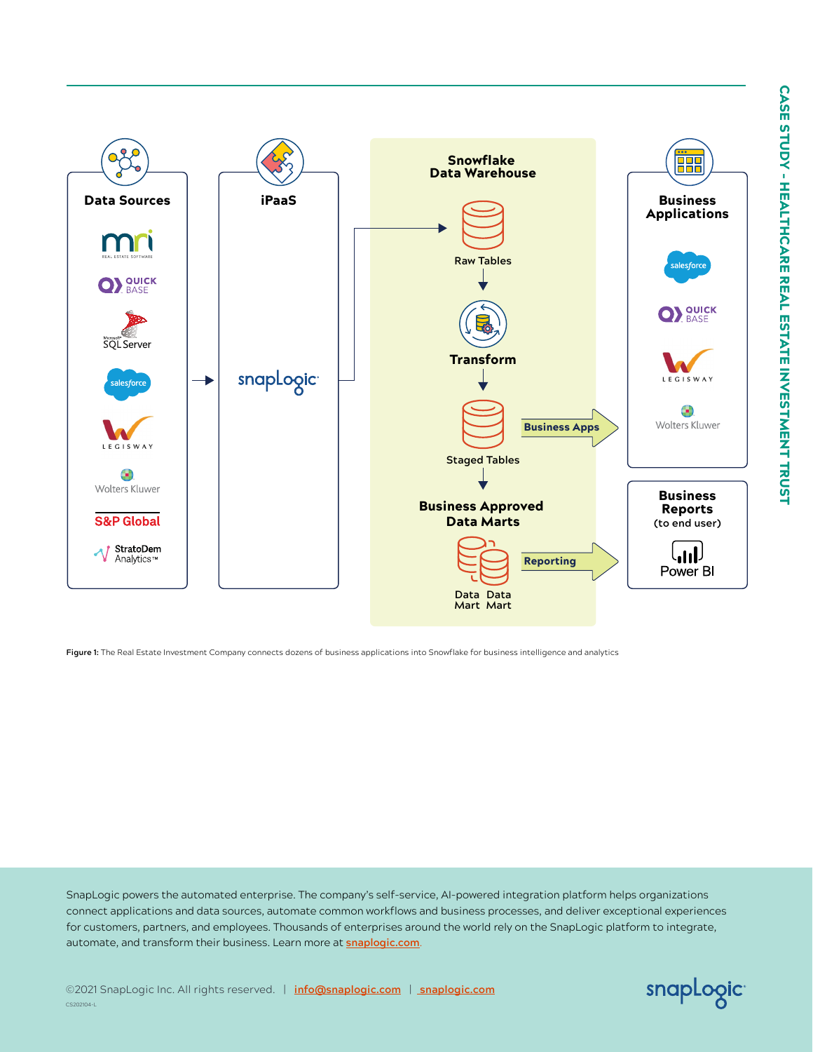Data Sources

mri

QUICK BASE

SQL Server

salesforce

LEGISWAY

Wolters Kluwer

S&P Global

StratoDem Analytics™

iPaaS

snapLogic

Snowflake Data Warehouse

Raw Tables

Transform

Staged Tables

Business Approved Data Marts

Data Mart Data Mart

Business Apps

Reporting

Business Applications

salesforce

QUICK BASE

LEGISWAY

Wolters Kluwer

Business Reports (to end user)

Power BI

**Figure 1:** The Real Estate Investment Company connects dozens of business applications into Snowflake for business intelligence and analytics

SnapLogic powers the automated enterprise. The company's self-service, AI-powered integration platform helps organizations connect applications and data sources, automate common workflows and business processes, and deliver exceptional experiences for customers, partners, and employees. Thousands of enterprises around the world rely on the SnapLogic platform to integrate, automate, and transform their business. Learn more at snaplogic.com.

©2021 SnapLogic Inc. All rights reserved. | info@snaplogic.com | snaplogic.com

CS202104-L